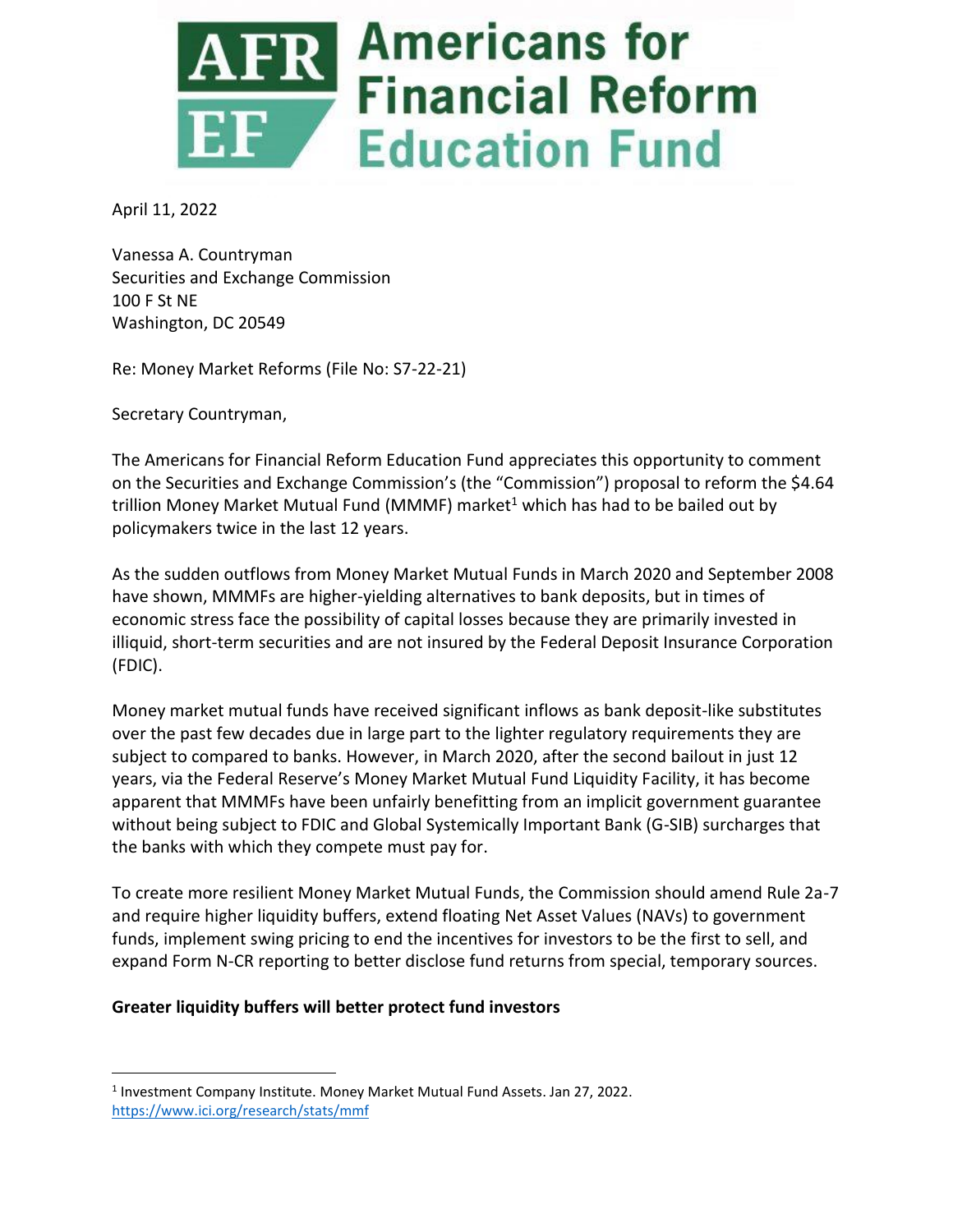# Americans for Financial Reform Education Fund

April 11, 2022

Vanessa A. Countryman
Securities and Exchange Commission
100 F St NE
Washington, DC 20549

Re: Money Market Reforms (File No: S7-22-21)

Secretary Countryman,

The Americans for Financial Reform Education Fund appreciates this opportunity to comment on the Securities and Exchange Commission's (the "Commission") proposal to reform the $4.64 trillion Money Market Mutual Fund (MMMF) market[1] which has had to be bailed out by policymakers twice in the last 12 years.

As the sudden outflows from Money Market Mutual Funds in March 2020 and September 2008 have shown, MMMFs are higher-yielding alternatives to bank deposits, but in times of economic stress face the possibility of capital losses because they are primarily invested in illiquid, short-term securities and are not insured by the Federal Deposit Insurance Corporation (FDIC).

Money market mutual funds have received significant inflows as bank deposit-like substitutes over the past few decades due in large part to the lighter regulatory requirements they are subject to compared to banks. However, in March 2020, after the second bailout in just 12 years, via the Federal Reserve's Money Market Mutual Fund Liquidity Facility, it has become apparent that MMMFs have been unfairly benefitting from an implicit government guarantee without being subject to FDIC and Global Systemically Important Bank (G-SIB) surcharges that the banks with which they compete must pay for.

To create more resilient Money Market Mutual Funds, the Commission should amend Rule 2a-7 and require higher liquidity buffers, extend floating Net Asset Values (NAVs) to government funds, implement swing pricing to end the incentives for investors to be the first to sell, and expand Form N-CR reporting to better disclose fund returns from special, temporary sources.

**Greater liquidity buffers will better protect fund investors**

---

[1] Investment Company Institute. Money Market Mutual Fund Assets. Jan 27, 2022. https://www.ici.org/research/stats/mmf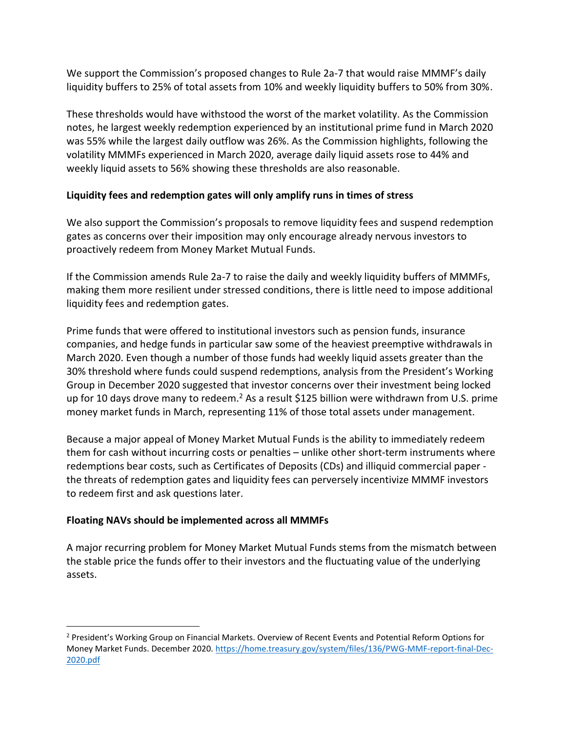We support the Commission's proposed changes to Rule 2a-7 that would raise MMMF's daily liquidity buffers to 25% of total assets from 10% and weekly liquidity buffers to 50% from 30%.

These thresholds would have withstood the worst of the market volatility. As the Commission notes, he largest weekly redemption experienced by an institutional prime fund in March 2020 was 55% while the largest daily outflow was 26%. As the Commission highlights, following the volatility MMMFs experienced in March 2020, average daily liquid assets rose to 44% and weekly liquid assets to 56% showing these thresholds are also reasonable.

**Liquidity fees and redemption gates will only amplify runs in times of stress**

We also support the Commission's proposals to remove liquidity fees and suspend redemption gates as concerns over their imposition may only encourage already nervous investors to proactively redeem from Money Market Mutual Funds.

If the Commission amends Rule 2a-7 to raise the daily and weekly liquidity buffers of MMMFs, making them more resilient under stressed conditions, there is little need to impose additional liquidity fees and redemption gates.

Prime funds that were offered to institutional investors such as pension funds, insurance companies, and hedge funds in particular saw some of the heaviest preemptive withdrawals in March 2020. Even though a number of those funds had weekly liquid assets greater than the 30% threshold where funds could suspend redemptions, analysis from the President's Working Group in December 2020 suggested that investor concerns over their investment being locked up for 10 days drove many to redeem.[2] As a result $125 billion were withdrawn from U.S. prime money market funds in March, representing 11% of those total assets under management.

Because a major appeal of Money Market Mutual Funds is the ability to immediately redeem them for cash without incurring costs or penalties – unlike other short-term instruments where redemptions bear costs, such as Certificates of Deposits (CDs) and illiquid commercial paper - the threats of redemption gates and liquidity fees can perversely incentivize MMMF investors to redeem first and ask questions later.

**Floating NAVs should be implemented across all MMMFs**

A major recurring problem for Money Market Mutual Funds stems from the mismatch between the stable price the funds offer to their investors and the fluctuating value of the underlying assets.

---

[2] President's Working Group on Financial Markets. Overview of Recent Events and Potential Reform Options for Money Market Funds. December 2020. https://home.treasury.gov/system/files/136/PWG-MMF-report-final-Dec-2020.pdf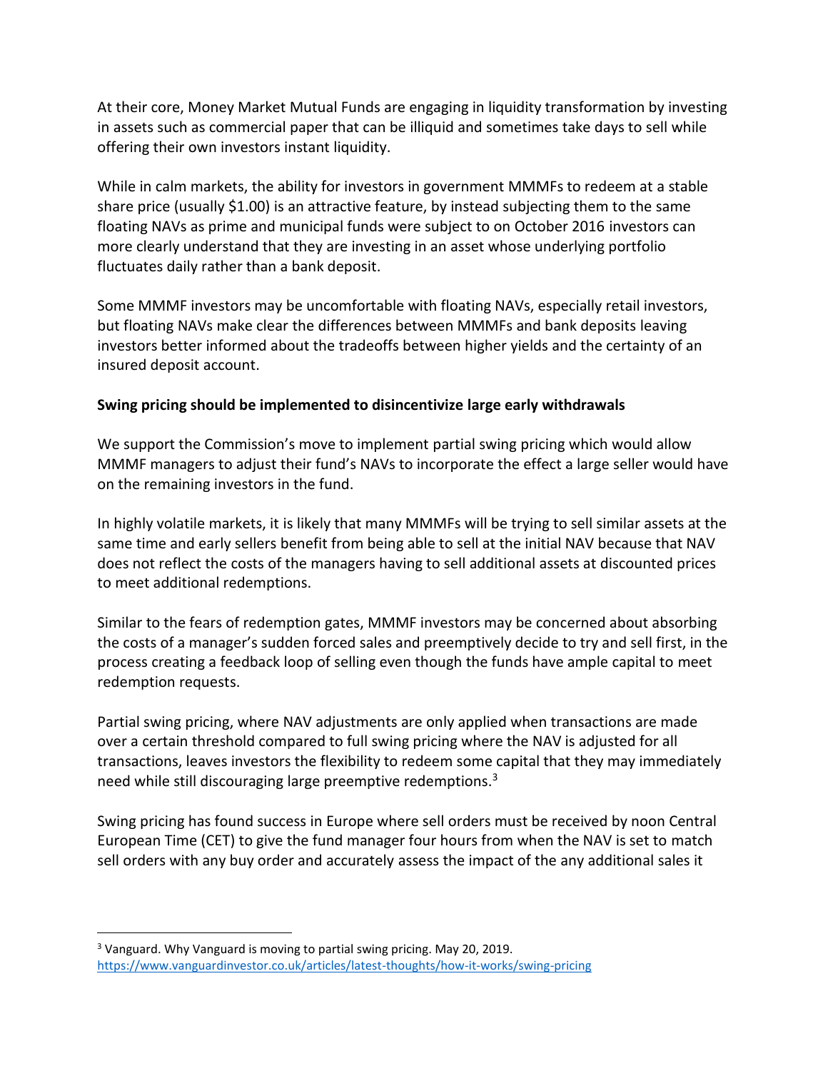At their core, Money Market Mutual Funds are engaging in liquidity transformation by investing in assets such as commercial paper that can be illiquid and sometimes take days to sell while offering their own investors instant liquidity.

While in calm markets, the ability for investors in government MMMFs to redeem at a stable share price (usually $1.00) is an attractive feature, by instead subjecting them to the same floating NAVs as prime and municipal funds were subject to on October 2016 investors can more clearly understand that they are investing in an asset whose underlying portfolio fluctuates daily rather than a bank deposit.

Some MMMF investors may be uncomfortable with floating NAVs, especially retail investors, but floating NAVs make clear the differences between MMMFs and bank deposits leaving investors better informed about the tradeoffs between higher yields and the certainty of an insured deposit account.

**Swing pricing should be implemented to disincentivize large early withdrawals**

We support the Commission's move to implement partial swing pricing which would allow MMMF managers to adjust their fund's NAVs to incorporate the effect a large seller would have on the remaining investors in the fund.

In highly volatile markets, it is likely that many MMMFs will be trying to sell similar assets at the same time and early sellers benefit from being able to sell at the initial NAV because that NAV does not reflect the costs of the managers having to sell additional assets at discounted prices to meet additional redemptions.

Similar to the fears of redemption gates, MMMF investors may be concerned about absorbing the costs of a manager's sudden forced sales and preemptively decide to try and sell first, in the process creating a feedback loop of selling even though the funds have ample capital to meet redemption requests.

Partial swing pricing, where NAV adjustments are only applied when transactions are made over a certain threshold compared to full swing pricing where the NAV is adjusted for all transactions, leaves investors the flexibility to redeem some capital that they may immediately need while still discouraging large preemptive redemptions.[3]

Swing pricing has found success in Europe where sell orders must be received by noon Central European Time (CET) to give the fund manager four hours from when the NAV is set to match sell orders with any buy order and accurately assess the impact of the any additional sales it

---

[3] Vanguard. Why Vanguard is moving to partial swing pricing. May 20, 2019. https://www.vanguardinvestor.co.uk/articles/latest-thoughts/how-it-works/swing-pricing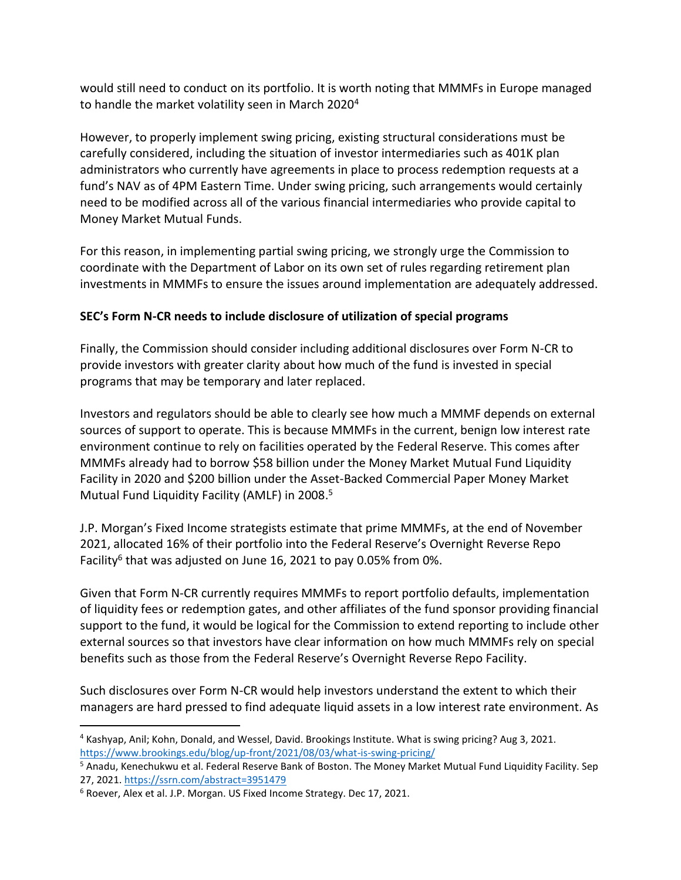would still need to conduct on its portfolio. It is worth noting that MMMFs in Europe managed to handle the market volatility seen in March 2020[4]

However, to properly implement swing pricing, existing structural considerations must be carefully considered, including the situation of investor intermediaries such as 401K plan administrators who currently have agreements in place to process redemption requests at a fund's NAV as of 4PM Eastern Time. Under swing pricing, such arrangements would certainly need to be modified across all of the various financial intermediaries who provide capital to Money Market Mutual Funds.

For this reason, in implementing partial swing pricing, we strongly urge the Commission to coordinate with the Department of Labor on its own set of rules regarding retirement plan investments in MMMFs to ensure the issues around implementation are adequately addressed.

**SEC's Form N-CR needs to include disclosure of utilization of special programs**

Finally, the Commission should consider including additional disclosures over Form N-CR to provide investors with greater clarity about how much of the fund is invested in special programs that may be temporary and later replaced.

Investors and regulators should be able to clearly see how much a MMMF depends on external sources of support to operate. This is because MMMFs in the current, benign low interest rate environment continue to rely on facilities operated by the Federal Reserve. This comes after MMMFs already had to borrow $58 billion under the Money Market Mutual Fund Liquidity Facility in 2020 and $200 billion under the Asset-Backed Commercial Paper Money Market Mutual Fund Liquidity Facility (AMLF) in 2008.[5]

J.P. Morgan's Fixed Income strategists estimate that prime MMMFs, at the end of November 2021, allocated 16% of their portfolio into the Federal Reserve's Overnight Reverse Repo Facility[6] that was adjusted on June 16, 2021 to pay 0.05% from 0%.

Given that Form N-CR currently requires MMMFs to report portfolio defaults, implementation of liquidity fees or redemption gates, and other affiliates of the fund sponsor providing financial support to the fund, it would be logical for the Commission to extend reporting to include other external sources so that investors have clear information on how much MMMFs rely on special benefits such as those from the Federal Reserve's Overnight Reverse Repo Facility.

Such disclosures over Form N-CR would help investors understand the extent to which their managers are hard pressed to find adequate liquid assets in a low interest rate environment. As

---

[4] Kashyap, Anil; Kohn, Donald, and Wessel, David. Brookings Institute. What is swing pricing? Aug 3, 2021. https://www.brookings.edu/blog/up-front/2021/08/03/what-is-swing-pricing/

[5] Anadu, Kenechukwu et al. Federal Reserve Bank of Boston. The Money Market Mutual Fund Liquidity Facility. Sep 27, 2021. https://ssrn.com/abstract=3951479

[6] Roever, Alex et al. J.P. Morgan. US Fixed Income Strategy. Dec 17, 2021.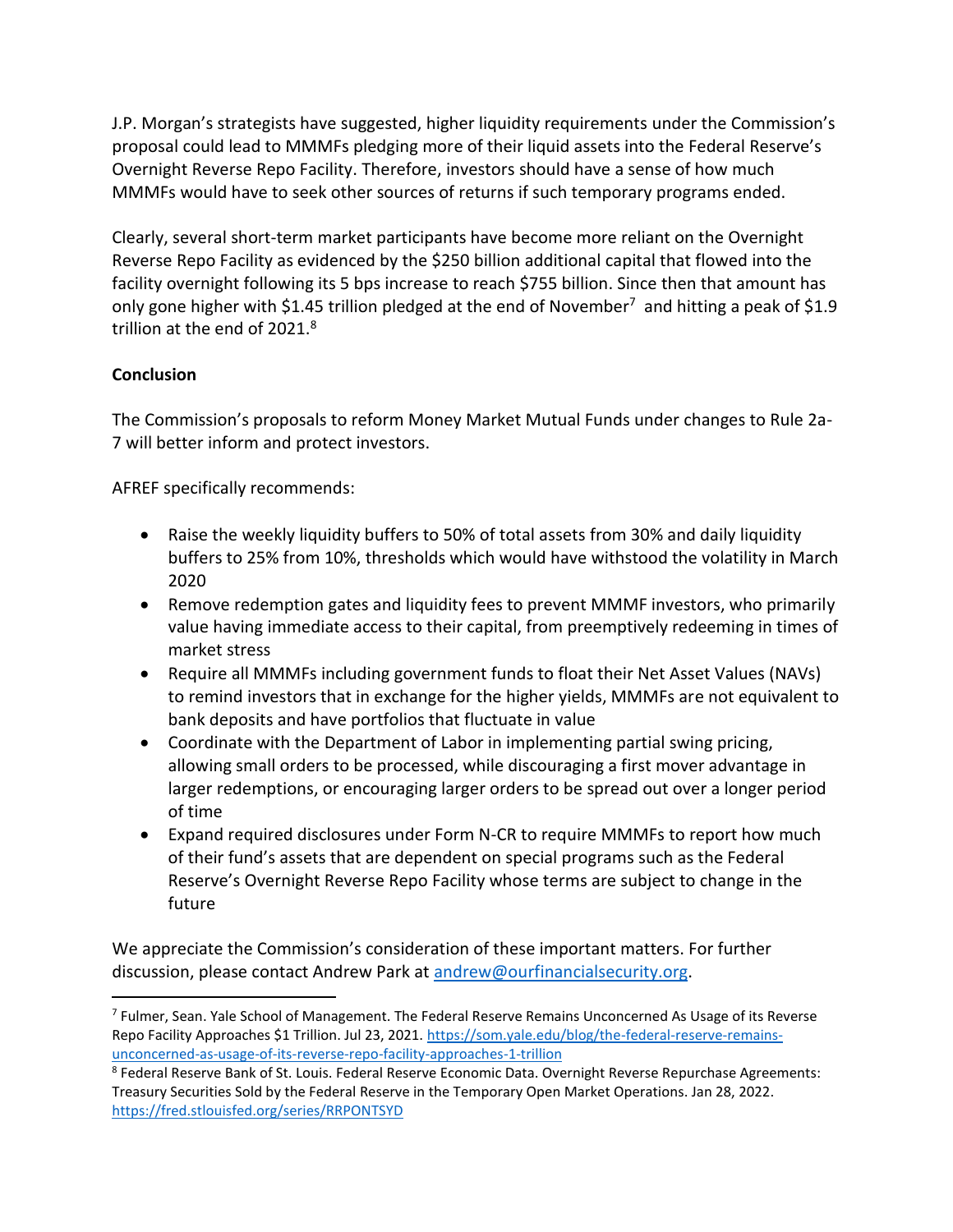J.P. Morgan's strategists have suggested, higher liquidity requirements under the Commission's proposal could lead to MMMFs pledging more of their liquid assets into the Federal Reserve's Overnight Reverse Repo Facility. Therefore, investors should have a sense of how much MMMFs would have to seek other sources of returns if such temporary programs ended.

Clearly, several short-term market participants have become more reliant on the Overnight Reverse Repo Facility as evidenced by the $250 billion additional capital that flowed into the facility overnight following its 5 bps increase to reach $755 billion. Since then that amount has only gone higher with $1.45 trillion pledged at the end of November[7] and hitting a peak of $1.9 trillion at the end of 2021.[8]

**Conclusion**

The Commission's proposals to reform Money Market Mutual Funds under changes to Rule 2a-7 will better inform and protect investors.

AFREF specifically recommends:

- Raise the weekly liquidity buffers to 50% of total assets from 30% and daily liquidity buffers to 25% from 10%, thresholds which would have withstood the volatility in March 2020
- Remove redemption gates and liquidity fees to prevent MMMF investors, who primarily value having immediate access to their capital, from preemptively redeeming in times of market stress
- Require all MMMFs including government funds to float their Net Asset Values (NAVs) to remind investors that in exchange for the higher yields, MMMFs are not equivalent to bank deposits and have portfolios that fluctuate in value
- Coordinate with the Department of Labor in implementing partial swing pricing, allowing small orders to be processed, while discouraging a first mover advantage in larger redemptions, or encouraging larger orders to be spread out over a longer period of time
- Expand required disclosures under Form N-CR to require MMMFs to report how much of their fund's assets that are dependent on special programs such as the Federal Reserve's Overnight Reverse Repo Facility whose terms are subject to change in the future

We appreciate the Commission's consideration of these important matters. For further discussion, please contact Andrew Park at andrew@ourfinancialsecurity.org.

---

[7] Fulmer, Sean. Yale School of Management. The Federal Reserve Remains Unconcerned As Usage of its Reverse Repo Facility Approaches $1 Trillion. Jul 23, 2021. https://som.yale.edu/blog/the-federal-reserve-remains-unconcerned-as-usage-of-its-reverse-repo-facility-approaches-1-trillion

[8] Federal Reserve Bank of St. Louis. Federal Reserve Economic Data. Overnight Reverse Repurchase Agreements: Treasury Securities Sold by the Federal Reserve in the Temporary Open Market Operations. Jan 28, 2022. https://fred.stlouisfed.org/series/RRPONTSYD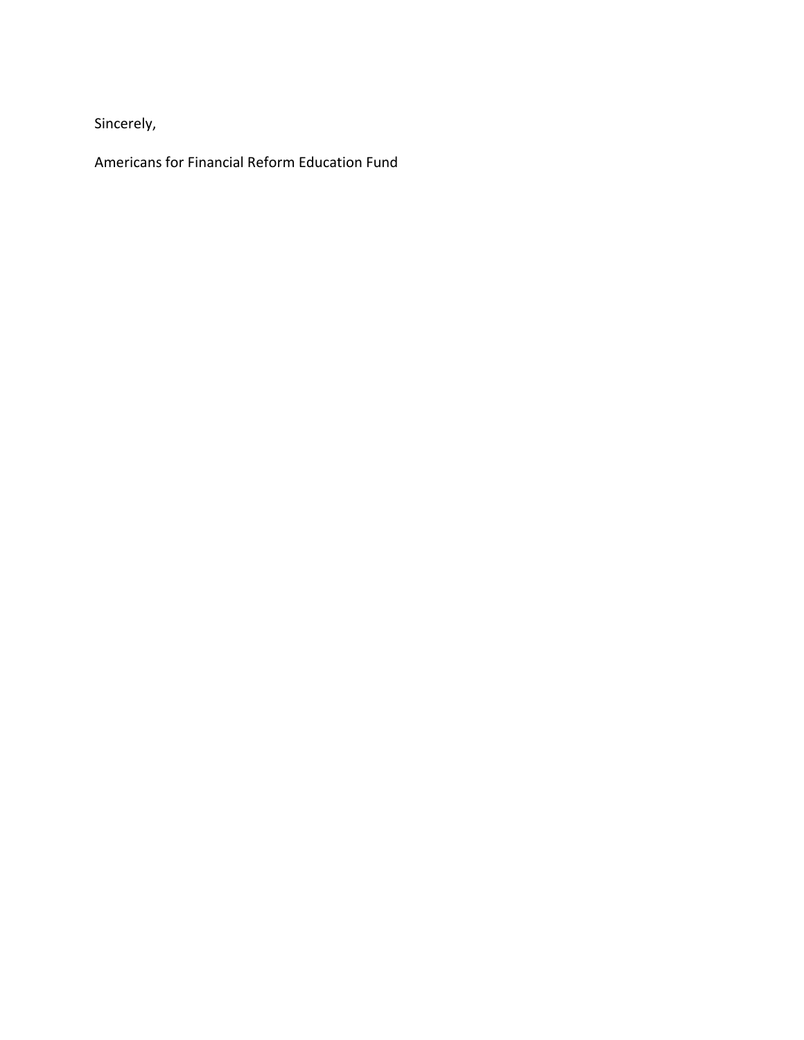Sincerely,

Americans for Financial Reform Education Fund